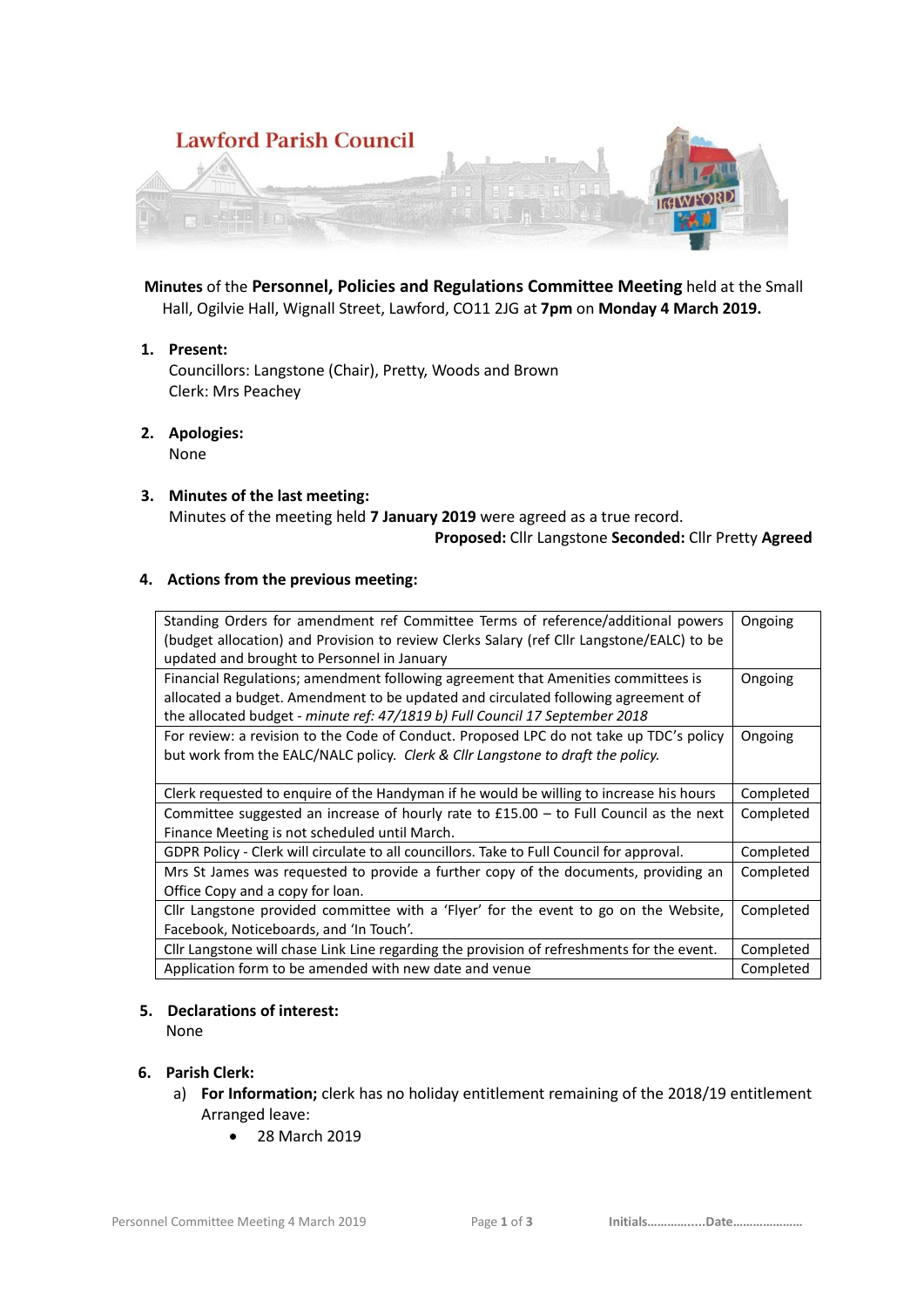# Lawford Parish Council

**Minutes** of the **Personnel, Policies and Regulations Committee Meeting** held at the Small Hall, Ogilvie Hall, Wignall Street, Lawford, CO11 2JG at **7pm** on **Monday 4 March 2019.**

1. **Present:**
   Councillors: Langstone (Chair), Pretty, Woods and Brown
   Clerk: Mrs Peachey

2. **Apologies:**
   None

3. **Minutes of the last meeting:**
   Minutes of the meeting held **7 January 2019** were agreed as a true record.
   **Proposed:** Cllr Langstone **Seconded:** Cllr Pretty **Agreed**

4. **Actions from the previous meeting:**

| Action | Status |
|---|---|
| Standing Orders for amendment ref Committee Terms of reference/additional powers (budget allocation) and Provision to review Clerks Salary (ref Cllr Langstone/EALC) to be updated and brought to Personnel in January | Ongoing |
| Financial Regulations; amendment following agreement that Amenities committees is allocated a budget. Amendment to be updated and circulated following agreement of the allocated budget - *minute ref: 47/1819 b) Full Council 17 September 2018* | Ongoing |
| For review: a revision to the Code of Conduct. Proposed LPC do not take up TDC's policy but work from the EALC/NALC policy. *Clerk & Cllr Langstone to draft the policy.* | Ongoing |
| Clerk requested to enquire of the Handyman if he would be willing to increase his hours | Completed |
| Committee suggested an increase of hourly rate to £15.00 – to Full Council as the next Finance Meeting is not scheduled until March. | Completed |
| GDPR Policy - Clerk will circulate to all councillors. Take to Full Council for approval. | Completed |
| Mrs St James was requested to provide a further copy of the documents, providing an Office Copy and a copy for loan. | Completed |
| Cllr Langstone provided committee with a 'Flyer' for the event to go on the Website, Facebook, Noticeboards, and 'In Touch'. | Completed |
| Cllr Langstone will chase Link Line regarding the provision of refreshments for the event. | Completed |
| Application form to be amended with new date and venue | Completed |

5. **Declarations of interest:**
   None

6. **Parish Clerk:**
   a) **For Information;** clerk has no holiday entitlement remaining of the 2018/19 entitlement
      Arranged leave:
      - 28 March 2019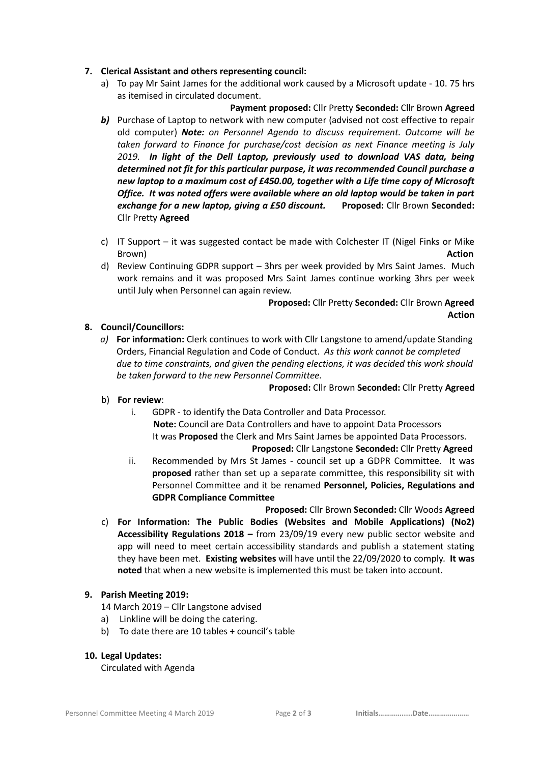**7. Clerical Assistant and others representing council:**

a) To pay Mr Saint James for the additional work caused by a Microsoft update - 10. 75 hrs as itemised in circulated document.

**Payment proposed:** Cllr Pretty **Seconded:** Cllr Brown **Agreed**

***b)*** Purchase of Laptop to network with new computer (advised not cost effective to repair old computer) ***Note:*** *on Personnel Agenda to discuss requirement. Outcome will be taken forward to Finance for purchase/cost decision as next Finance meeting is July 2019.* ***In light of the Dell Laptop, previously used to download VAS data, being determined not fit for this particular purpose, it was recommended Council purchase a new laptop to a maximum cost of £450.00, together with a Life time copy of Microsoft Office. It was noted offers were available where an old laptop would be taken in part exchange for a new laptop, giving a £50 discount.*** **Proposed:** Cllr Brown **Seconded:** Cllr Pretty **Agreed**

c) IT Support – it was suggested contact be made with Colchester IT (Nigel Finks or Mike Brown) **Action**

d) Review Continuing GDPR support – 3hrs per week provided by Mrs Saint James. Much work remains and it was proposed Mrs Saint James continue working 3hrs per week until July when Personnel can again review.

**Proposed:** Cllr Pretty **Seconded:** Cllr Brown **Agreed**
**Action**

**8. Council/Councillors:**

*a)* **For information:** Clerk continues to work with Cllr Langstone to amend/update Standing Orders, Financial Regulation and Code of Conduct. *As this work cannot be completed due to time constraints, and given the pending elections, it was decided this work should be taken forward to the new Personnel Committee.*

**Proposed:** Cllr Brown **Seconded:** Cllr Pretty **Agreed**

b) **For review**:

i. GDPR - to identify the Data Controller and Data Processor.
**Note:** Council are Data Controllers and have to appoint Data Processors
It was **Proposed** the Clerk and Mrs Saint James be appointed Data Processors.
**Proposed:** Cllr Langstone **Seconded:** Cllr Pretty **Agreed**

ii. Recommended by Mrs St James - council set up a GDPR Committee. It was **proposed** rather than set up a separate committee, this responsibility sit with Personnel Committee and it be renamed **Personnel, Policies, Regulations and GDPR Compliance Committee**
**Proposed:** Cllr Brown **Seconded:** Cllr Woods **Agreed**

c) **For Information: The Public Bodies (Websites and Mobile Applications) (No2) Accessibility Regulations 2018 –** from 23/09/19 every new public sector website and app will need to meet certain accessibility standards and publish a statement stating they have been met. **Existing websites** will have until the 22/09/2020 to comply. **It was noted** that when a new website is implemented this must be taken into account.

**9. Parish Meeting 2019:**

14 March 2019 – Cllr Langstone advised

a) Linkline will be doing the catering.
b) To date there are 10 tables + council's table

**10. Legal Updates:**

Circulated with Agenda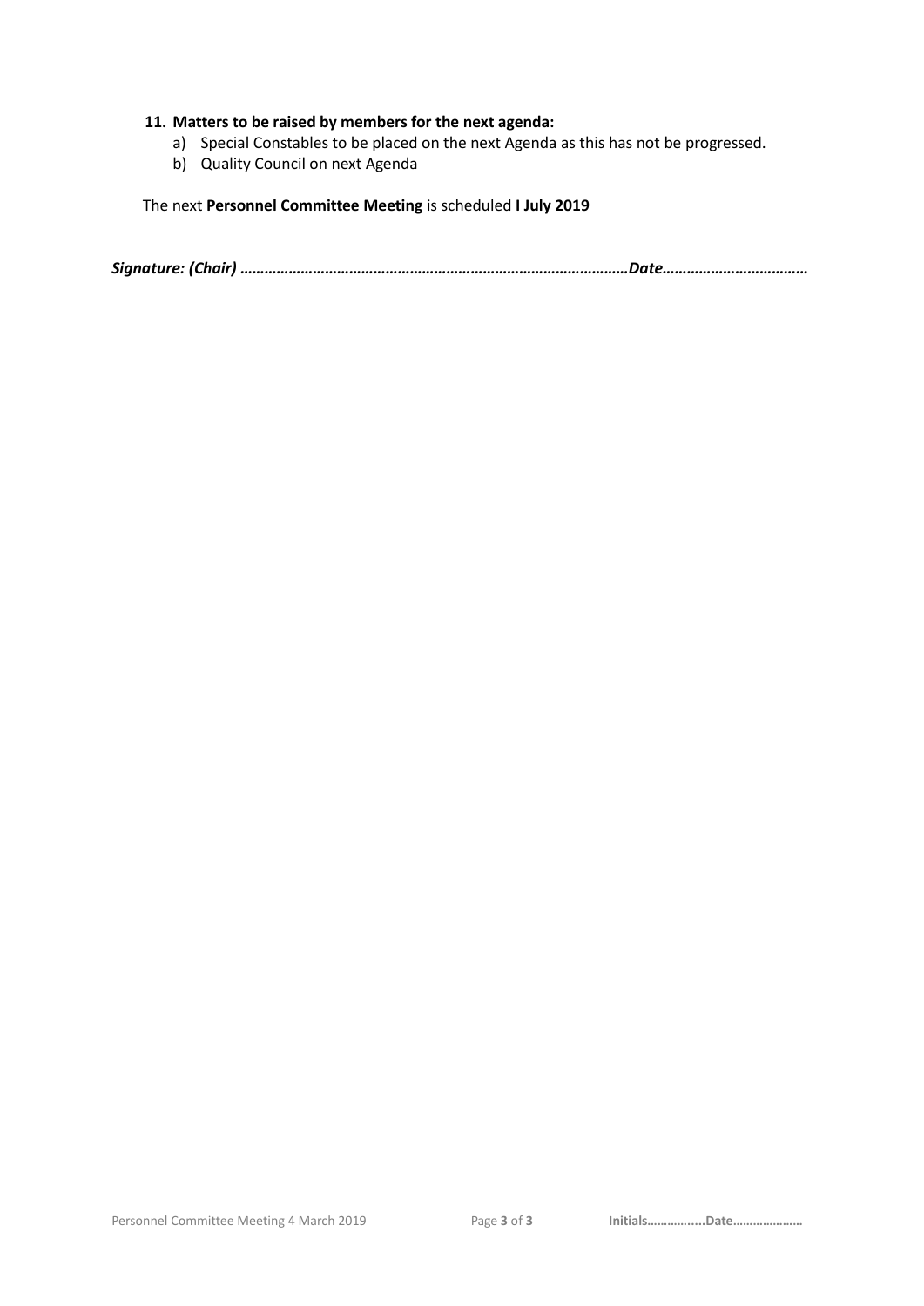**11. Matters to be raised by members for the next agenda:**

a) Special Constables to be placed on the next Agenda as this has not be progressed.
b) Quality Council on next Agenda

The next **Personnel Committee Meeting** is scheduled **I July 2019**

***Signature: (Chair) ……………………………………………………………………………………Date………………………………***